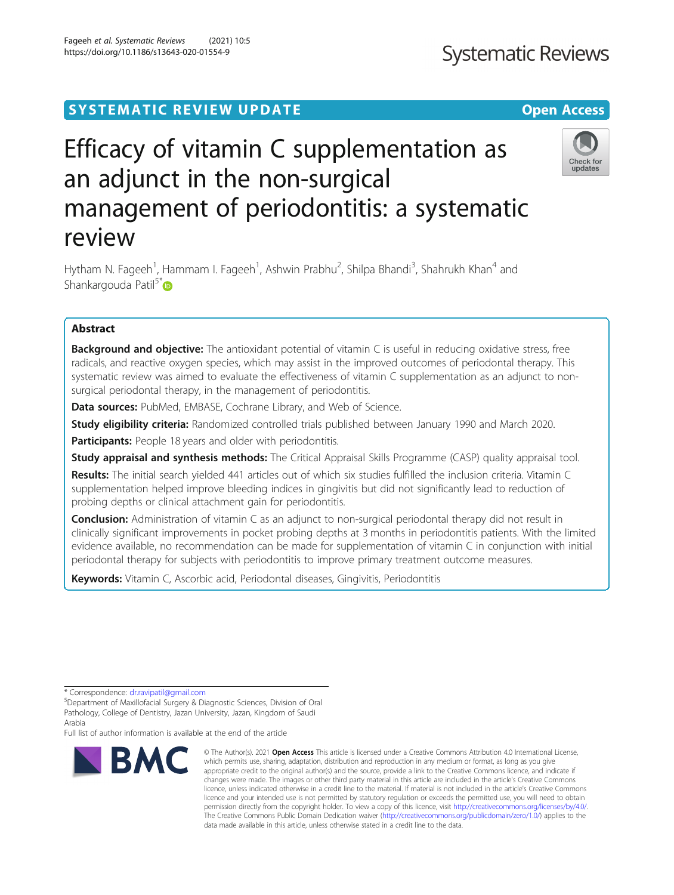SYSTEMATIC REVIEW UPDATE | Open Access

# Efficacy of vitamin C supplementation as an adjunct in the non-surgical management of periodontitis: a systematic review

Hytham N. Fageeh[1], Hammam I. Fageeh[1], Ashwin Prabhu[2], Shilpa Bhandi[3], Shahrukh Khan[4] and Shankargouda Patil[5*]

## Abstract

**Background and objective:** The antioxidant potential of vitamin C is useful in reducing oxidative stress, free radicals, and reactive oxygen species, which may assist in the improved outcomes of periodontal therapy. This systematic review was aimed to evaluate the effectiveness of vitamin C supplementation as an adjunct to non-surgical periodontal therapy, in the management of periodontitis.

**Data sources:** PubMed, EMBASE, Cochrane Library, and Web of Science.

**Study eligibility criteria:** Randomized controlled trials published between January 1990 and March 2020.

**Participants:** People 18 years and older with periodontitis.

**Study appraisal and synthesis methods:** The Critical Appraisal Skills Programme (CASP) quality appraisal tool.

**Results:** The initial search yielded 441 articles out of which six studies fulfilled the inclusion criteria. Vitamin C supplementation helped improve bleeding indices in gingivitis but did not significantly lead to reduction of probing depths or clinical attachment gain for periodontitis.

**Conclusion:** Administration of vitamin C as an adjunct to non-surgical periodontal therapy did not result in clinically significant improvements in pocket probing depths at 3 months in periodontitis patients. With the limited evidence available, no recommendation can be made for supplementation of vitamin C in conjunction with initial periodontal therapy for subjects with periodontitis to improve primary treatment outcome measures.

**Keywords:** Vitamin C, Ascorbic acid, Periodontal diseases, Gingivitis, Periodontitis

---

* Correspondence: dr.ravipatil@gmail.com

[5]Department of Maxillofacial Surgery & Diagnostic Sciences, Division of Oral Pathology, College of Dentistry, Jazan University, Jazan, Kingdom of Saudi Arabia

Full list of author information is available at the end of the article

© The Author(s). 2021 **Open Access** This article is licensed under a Creative Commons Attribution 4.0 International License, which permits use, sharing, adaptation, distribution and reproduction in any medium or format, as long as you give appropriate credit to the original author(s) and the source, provide a link to the Creative Commons licence, and indicate if changes were made. The images or other third party material in this article are included in the article's Creative Commons licence, unless indicated otherwise in a credit line to the material. If material is not included in the article's Creative Commons licence and your intended use is not permitted by statutory regulation or exceeds the permitted use, you will need to obtain permission directly from the copyright holder. To view a copy of this licence, visit http://creativecommons.org/licenses/by/4.0/. The Creative Commons Public Domain Dedication waiver (http://creativecommons.org/publicdomain/zero/1.0/) applies to the data made available in this article, unless otherwise stated in a credit line to the data.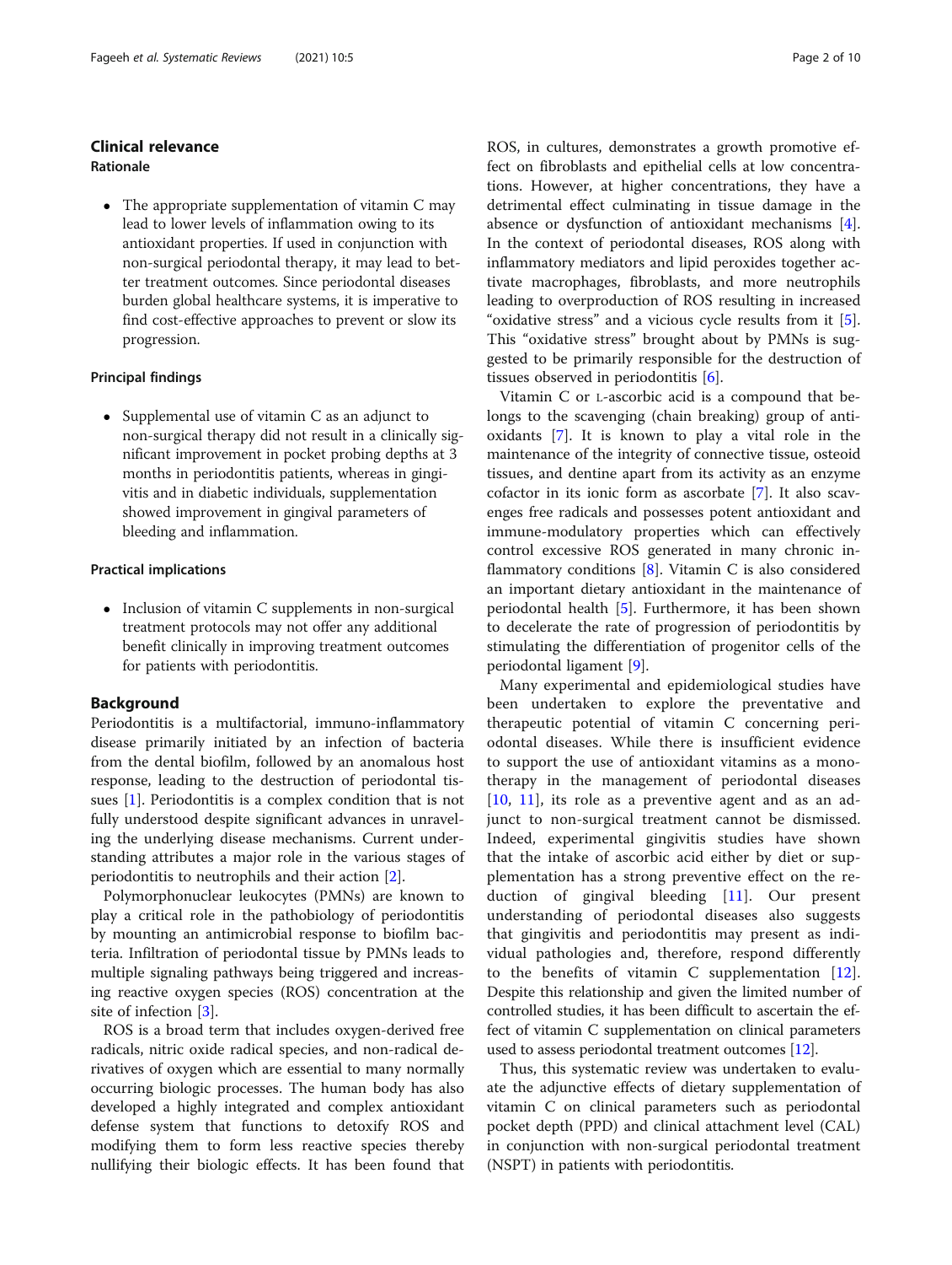## Clinical relevance

### Rationale

- The appropriate supplementation of vitamin C may lead to lower levels of inflammation owing to its antioxidant properties. If used in conjunction with non-surgical periodontal therapy, it may lead to better treatment outcomes. Since periodontal diseases burden global healthcare systems, it is imperative to find cost-effective approaches to prevent or slow its progression.

### Principal findings

- Supplemental use of vitamin C as an adjunct to non-surgical therapy did not result in a clinically significant improvement in pocket probing depths at 3 months in periodontitis patients, whereas in gingivitis and in diabetic individuals, supplementation showed improvement in gingival parameters of bleeding and inflammation.

### Practical implications

- Inclusion of vitamin C supplements in non-surgical treatment protocols may not offer any additional benefit clinically in improving treatment outcomes for patients with periodontitis.

## Background

Periodontitis is a multifactorial, immuno-inflammatory disease primarily initiated by an infection of bacteria from the dental biofilm, followed by an anomalous host response, leading to the destruction of periodontal tissues [1]. Periodontitis is a complex condition that is not fully understood despite significant advances in unraveling the underlying disease mechanisms. Current understanding attributes a major role in the various stages of periodontitis to neutrophils and their action [2].

Polymorphonuclear leukocytes (PMNs) are known to play a critical role in the pathobiology of periodontitis by mounting an antimicrobial response to biofilm bacteria. Infiltration of periodontal tissue by PMNs leads to multiple signaling pathways being triggered and increasing reactive oxygen species (ROS) concentration at the site of infection [3].

ROS is a broad term that includes oxygen-derived free radicals, nitric oxide radical species, and non-radical derivatives of oxygen which are essential to many normally occurring biologic processes. The human body has also developed a highly integrated and complex antioxidant defense system that functions to detoxify ROS and modifying them to form less reactive species thereby nullifying their biologic effects. It has been found that ROS, in cultures, demonstrates a growth promotive effect on fibroblasts and epithelial cells at low concentrations. However, at higher concentrations, they have a detrimental effect culminating in tissue damage in the absence or dysfunction of antioxidant mechanisms [4]. In the context of periodontal diseases, ROS along with inflammatory mediators and lipid peroxides together activate macrophages, fibroblasts, and more neutrophils leading to overproduction of ROS resulting in increased "oxidative stress" and a vicious cycle results from it [5]. This "oxidative stress" brought about by PMNs is suggested to be primarily responsible for the destruction of tissues observed in periodontitis [6].

Vitamin C or L-ascorbic acid is a compound that belongs to the scavenging (chain breaking) group of antioxidants [7]. It is known to play a vital role in the maintenance of the integrity of connective tissue, osteoid tissues, and dentine apart from its activity as an enzyme cofactor in its ionic form as ascorbate [7]. It also scavenges free radicals and possesses potent antioxidant and immune-modulatory properties which can effectively control excessive ROS generated in many chronic inflammatory conditions [8]. Vitamin C is also considered an important dietary antioxidant in the maintenance of periodontal health [5]. Furthermore, it has been shown to decelerate the rate of progression of periodontitis by stimulating the differentiation of progenitor cells of the periodontal ligament [9].

Many experimental and epidemiological studies have been undertaken to explore the preventative and therapeutic potential of vitamin C concerning periodontal diseases. While there is insufficient evidence to support the use of antioxidant vitamins as a monotherapy in the management of periodontal diseases [10, 11], its role as a preventive agent and as an adjunct to non-surgical treatment cannot be dismissed. Indeed, experimental gingivitis studies have shown that the intake of ascorbic acid either by diet or supplementation has a strong preventive effect on the reduction of gingival bleeding [11]. Our present understanding of periodontal diseases also suggests that gingivitis and periodontitis may present as individual pathologies and, therefore, respond differently to the benefits of vitamin C supplementation [12]. Despite this relationship and given the limited number of controlled studies, it has been difficult to ascertain the effect of vitamin C supplementation on clinical parameters used to assess periodontal treatment outcomes [12].

Thus, this systematic review was undertaken to evaluate the adjunctive effects of dietary supplementation of vitamin C on clinical parameters such as periodontal pocket depth (PPD) and clinical attachment level (CAL) in conjunction with non-surgical periodontal treatment (NSPT) in patients with periodontitis.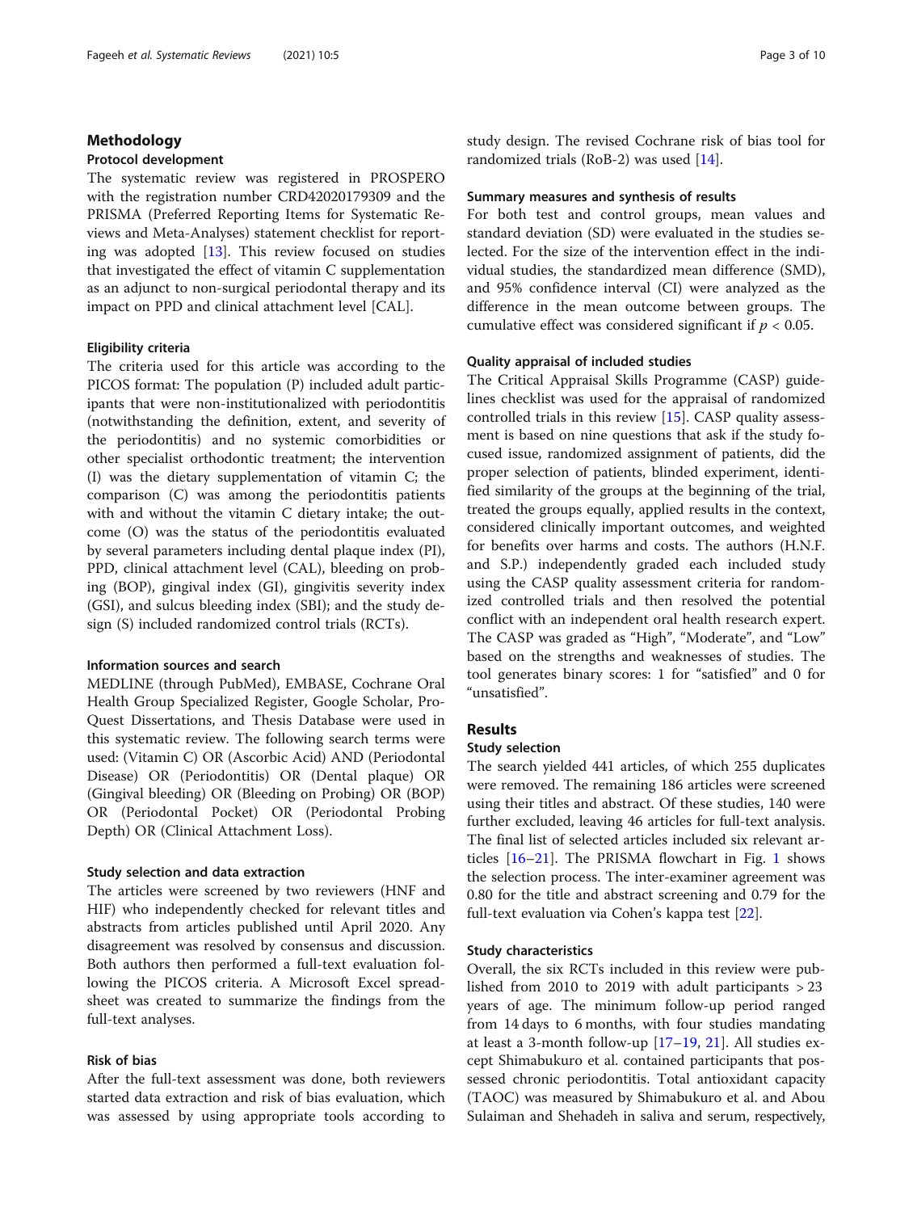## Methodology

### Protocol development

The systematic review was registered in PROSPERO with the registration number CRD42020179309 and the PRISMA (Preferred Reporting Items for Systematic Reviews and Meta-Analyses) statement checklist for reporting was adopted [13]. This review focused on studies that investigated the effect of vitamin C supplementation as an adjunct to non-surgical periodontal therapy and its impact on PPD and clinical attachment level [CAL].

### Eligibility criteria

The criteria used for this article was according to the PICOS format: The population (P) included adult participants that were non-institutionalized with periodontitis (notwithstanding the definition, extent, and severity of the periodontitis) and no systemic comorbidities or other specialist orthodontic treatment; the intervention (I) was the dietary supplementation of vitamin C; the comparison (C) was among the periodontitis patients with and without the vitamin C dietary intake; the outcome (O) was the status of the periodontitis evaluated by several parameters including dental plaque index (PI), PPD, clinical attachment level (CAL), bleeding on probing (BOP), gingival index (GI), gingivitis severity index (GSI), and sulcus bleeding index (SBI); and the study design (S) included randomized control trials (RCTs).

### Information sources and search

MEDLINE (through PubMed), EMBASE, Cochrane Oral Health Group Specialized Register, Google Scholar, ProQuest Dissertations, and Thesis Database were used in this systematic review. The following search terms were used: (Vitamin C) OR (Ascorbic Acid) AND (Periodontal Disease) OR (Periodontitis) OR (Dental plaque) OR (Gingival bleeding) OR (Bleeding on Probing) OR (BOP) OR (Periodontal Pocket) OR (Periodontal Probing Depth) OR (Clinical Attachment Loss).

### Study selection and data extraction

The articles were screened by two reviewers (HNF and HIF) who independently checked for relevant titles and abstracts from articles published until April 2020. Any disagreement was resolved by consensus and discussion. Both authors then performed a full-text evaluation following the PICOS criteria. A Microsoft Excel spreadsheet was created to summarize the findings from the full-text analyses.

### Risk of bias

After the full-text assessment was done, both reviewers started data extraction and risk of bias evaluation, which was assessed by using appropriate tools according to study design. The revised Cochrane risk of bias tool for randomized trials (RoB-2) was used [14].

### Summary measures and synthesis of results

For both test and control groups, mean values and standard deviation (SD) were evaluated in the studies selected. For the size of the intervention effect in the individual studies, the standardized mean difference (SMD), and 95% confidence interval (CI) were analyzed as the difference in the mean outcome between groups. The cumulative effect was considered significant if $p < 0.05$.

### Quality appraisal of included studies

The Critical Appraisal Skills Programme (CASP) guidelines checklist was used for the appraisal of randomized controlled trials in this review [15]. CASP quality assessment is based on nine questions that ask if the study focused issue, randomized assignment of patients, did the proper selection of patients, blinded experiment, identified similarity of the groups at the beginning of the trial, treated the groups equally, applied results in the context, considered clinically important outcomes, and weighted for benefits over harms and costs. The authors (H.N.F. and S.P.) independently graded each included study using the CASP quality assessment criteria for randomized controlled trials and then resolved the potential conflict with an independent oral health research expert. The CASP was graded as "High", "Moderate", and "Low" based on the strengths and weaknesses of studies. The tool generates binary scores: 1 for "satisfied" and 0 for "unsatisfied".

## Results

### Study selection

The search yielded 441 articles, of which 255 duplicates were removed. The remaining 186 articles were screened using their titles and abstract. Of these studies, 140 were further excluded, leaving 46 articles for full-text analysis. The final list of selected articles included six relevant articles [16–21]. The PRISMA flowchart in Fig. 1 shows the selection process. The inter-examiner agreement was 0.80 for the title and abstract screening and 0.79 for the full-text evaluation via Cohen's kappa test [22].

### Study characteristics

Overall, the six RCTs included in this review were published from 2010 to 2019 with adult participants > 23 years of age. The minimum follow-up period ranged from 14 days to 6 months, with four studies mandating at least a 3-month follow-up [17–19, 21]. All studies except Shimabukuro et al. contained participants that possessed chronic periodontitis. Total antioxidant capacity (TAOC) was measured by Shimabukuro et al. and Abou Sulaiman and Shehadeh in saliva and serum, respectively,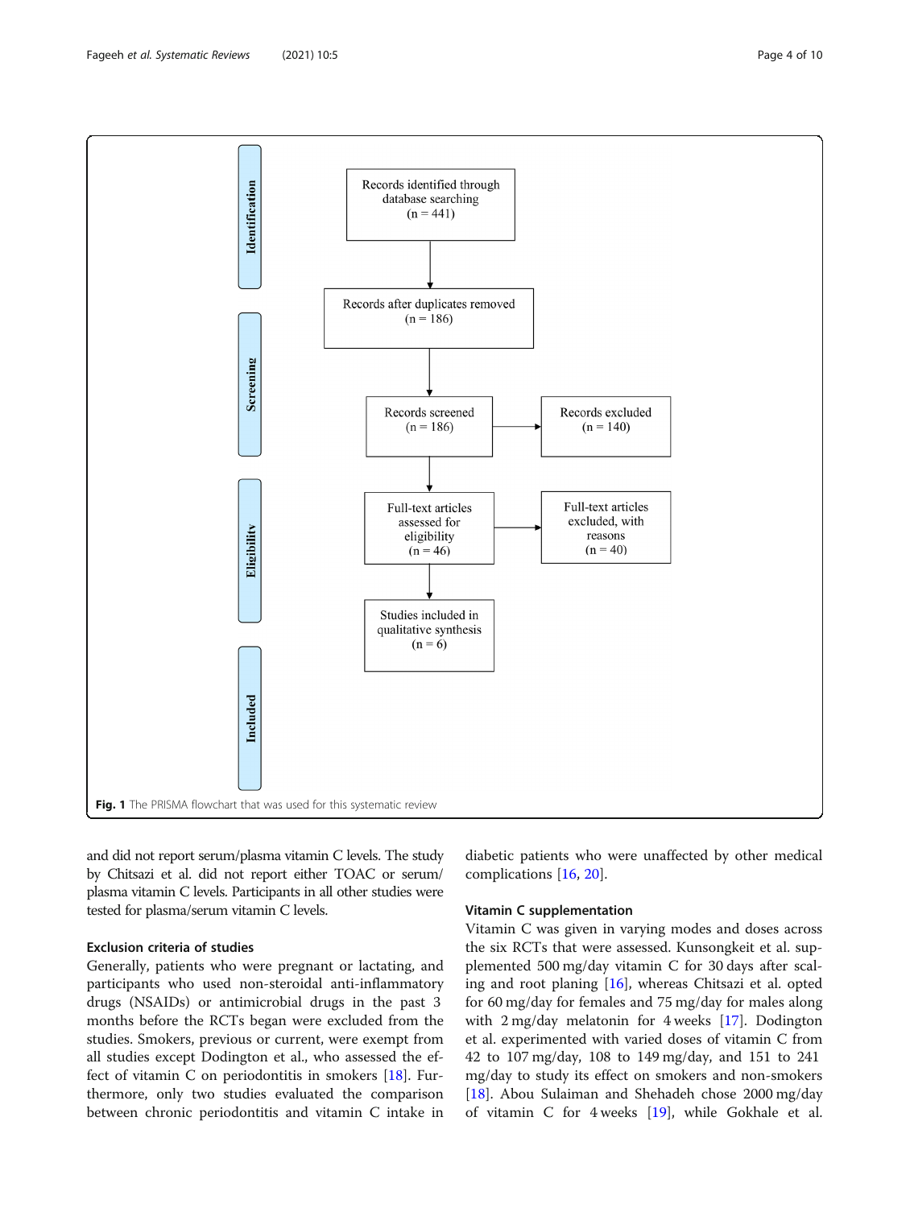Identification

Records identified through database searching (n = 441)

Records after duplicates removed (n = 186)

Screening

Records screened (n = 186)

Records excluded (n = 140)

Eligibility

Full-text articles assessed for eligibility (n = 46)

Full-text articles excluded, with reasons (n = 40)

Included

Studies included in qualitative synthesis (n = 6)

**Fig. 1** The PRISMA flowchart that was used for this systematic review

and did not report serum/plasma vitamin C levels. The study by Chitsazi et al. did not report either TOAC or serum/plasma vitamin C levels. Participants in all other studies were tested for plasma/serum vitamin C levels.

### Exclusion criteria of studies

Generally, patients who were pregnant or lactating, and participants who used non-steroidal anti-inflammatory drugs (NSAIDs) or antimicrobial drugs in the past 3 months before the RCTs began were excluded from the studies. Smokers, previous or current, were exempt from all studies except Dodington et al., who assessed the effect of vitamin C on periodontitis in smokers [18]. Furthermore, only two studies evaluated the comparison between chronic periodontitis and vitamin C intake in diabetic patients who were unaffected by other medical complications [16, 20].

### Vitamin C supplementation

Vitamin C was given in varying modes and doses across the six RCTs that were assessed. Kunsongkeit et al. supplemented 500 mg/day vitamin C for 30 days after scaling and root planing [16], whereas Chitsazi et al. opted for 60 mg/day for females and 75 mg/day for males along with 2 mg/day melatonin for 4 weeks [17]. Dodington et al. experimented with varied doses of vitamin C from 42 to 107 mg/day, 108 to 149 mg/day, and 151 to 241 mg/day to study its effect on smokers and non-smokers [18]. Abou Sulaiman and Shehadeh chose 2000 mg/day of vitamin C for 4 weeks [19], while Gokhale et al.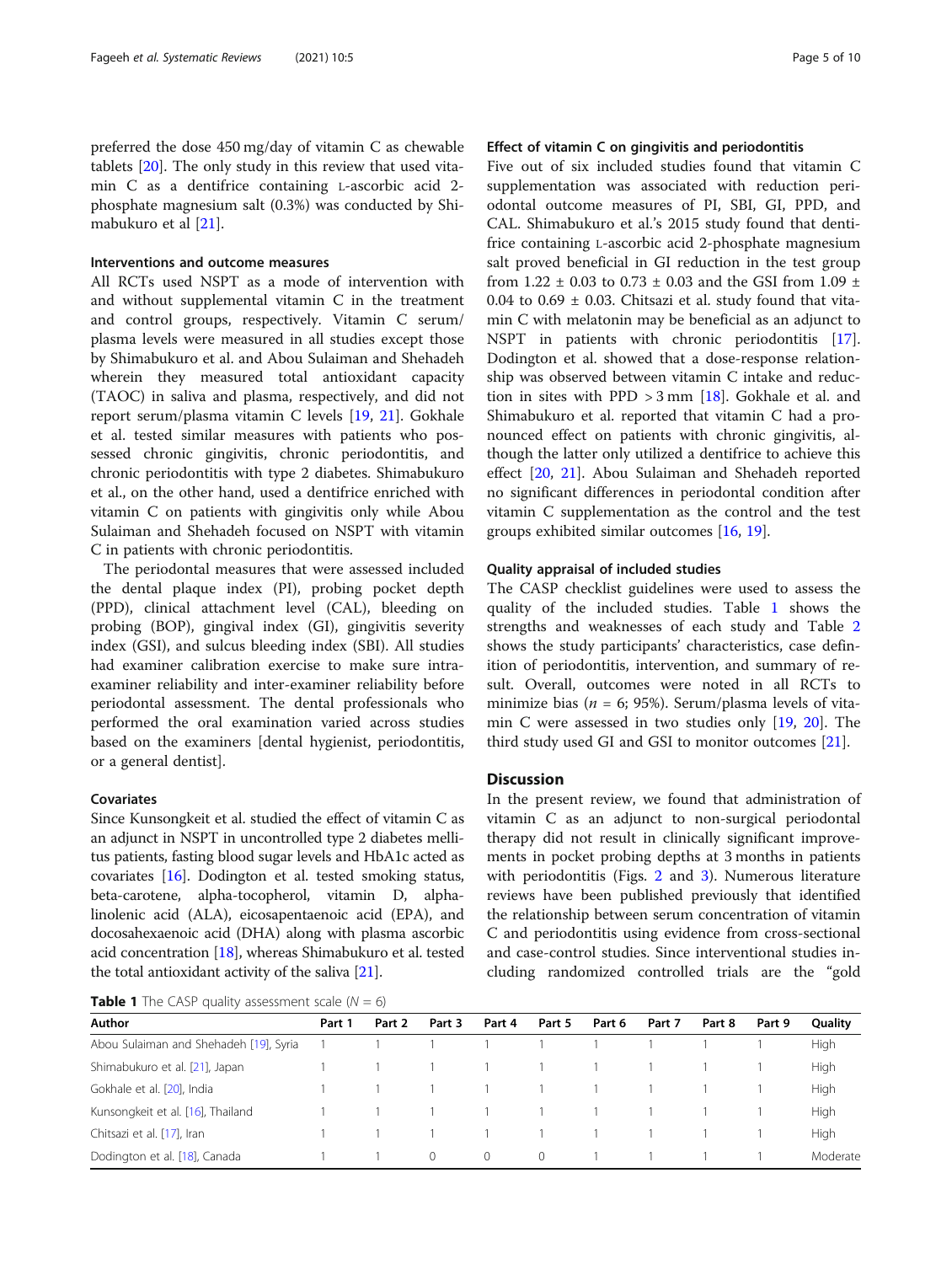preferred the dose 450 mg/day of vitamin C as chewable tablets [20]. The only study in this review that used vitamin C as a dentifrice containing L-ascorbic acid 2-phosphate magnesium salt (0.3%) was conducted by Shimabukuro et al [21].

### Interventions and outcome measures

All RCTs used NSPT as a mode of intervention with and without supplemental vitamin C in the treatment and control groups, respectively. Vitamin C serum/plasma levels were measured in all studies except those by Shimabukuro et al. and Abou Sulaiman and Shehadeh wherein they measured total antioxidant capacity (TAOC) in saliva and plasma, respectively, and did not report serum/plasma vitamin C levels [19, 21]. Gokhale et al. tested similar measures with patients who possessed chronic gingivitis, chronic periodontitis, and chronic periodontitis with type 2 diabetes. Shimabukuro et al., on the other hand, used a dentifrice enriched with vitamin C on patients with gingivitis only while Abou Sulaiman and Shehadeh focused on NSPT with vitamin C in patients with chronic periodontitis.

The periodontal measures that were assessed included the dental plaque index (PI), probing pocket depth (PPD), clinical attachment level (CAL), bleeding on probing (BOP), gingival index (GI), gingivitis severity index (GSI), and sulcus bleeding index (SBI). All studies had examiner calibration exercise to make sure intra-examiner reliability and inter-examiner reliability before periodontal assessment. The dental professionals who performed the oral examination varied across studies based on the examiners [dental hygienist, periodontitis, or a general dentist].

### Covariates

Since Kunsongkeit et al. studied the effect of vitamin C as an adjunct in NSPT in uncontrolled type 2 diabetes mellitus patients, fasting blood sugar levels and HbA1c acted as covariates [16]. Dodington et al. tested smoking status, beta-carotene, alpha-tocopherol, vitamin D, alpha-linolenic acid (ALA), eicosapentaenoic acid (EPA), and docosahexaenoic acid (DHA) along with plasma ascorbic acid concentration [18], whereas Shimabukuro et al. tested the total antioxidant activity of the saliva [21].

### Effect of vitamin C on gingivitis and periodontitis

Five out of six included studies found that vitamin C supplementation was associated with reduction periodontal outcome measures of PI, SBI, GI, PPD, and CAL. Shimabukuro et al.'s 2015 study found that dentifrice containing L-ascorbic acid 2-phosphate magnesium salt proved beneficial in GI reduction in the test group from 1.22 ± 0.03 to 0.73 ± 0.03 and the GSI from 1.09 ± 0.04 to 0.69 ± 0.03. Chitsazi et al. study found that vitamin C with melatonin may be beneficial as an adjunct to NSPT in patients with chronic periodontitis [17]. Dodington et al. showed that a dose-response relationship was observed between vitamin C intake and reduction in sites with PPD > 3 mm [18]. Gokhale et al. and Shimabukuro et al. reported that vitamin C had a pronounced effect on patients with chronic gingivitis, although the latter only utilized a dentifrice to achieve this effect [20, 21]. Abou Sulaiman and Shehadeh reported no significant differences in periodontal condition after vitamin C supplementation as the control and the test groups exhibited similar outcomes [16, 19].

### Quality appraisal of included studies

The CASP checklist guidelines were used to assess the quality of the included studies. Table 1 shows the strengths and weaknesses of each study and Table 2 shows the study participants' characteristics, case definition of periodontitis, intervention, and summary of result. Overall, outcomes were noted in all RCTs to minimize bias ($n$ = 6; 95%). Serum/plasma levels of vitamin C were assessed in two studies only [19, 20]. The third study used GI and GSI to monitor outcomes [21].

## Discussion

In the present review, we found that administration of vitamin C as an adjunct to non-surgical periodontal therapy did not result in clinically significant improvements in pocket probing depths at 3 months in patients with periodontitis (Figs. 2 and 3). Numerous literature reviews have been published previously that identified the relationship between serum concentration of vitamin C and periodontitis using evidence from cross-sectional and case-control studies. Since interventional studies including randomized controlled trials are the "gold

**Table 1** The CASP quality assessment scale ($N$ = 6)

| Author | Part 1 | Part 2 | Part 3 | Part 4 | Part 5 | Part 6 | Part 7 | Part 8 | Part 9 | Quality |
|---|---|---|---|---|---|---|---|---|---|---|
| Abou Sulaiman and Shehadeh [19], Syria | 1 | 1 | 1 | 1 | 1 | 1 | 1 | 1 | 1 | High |
| Shimabukuro et al. [21], Japan | 1 | 1 | 1 | 1 | 1 | 1 | 1 | 1 | 1 | High |
| Gokhale et al. [20], India | 1 | 1 | 1 | 1 | 1 | 1 | 1 | 1 | 1 | High |
| Kunsongkeit et al. [16], Thailand | 1 | 1 | 1 | 1 | 1 | 1 | 1 | 1 | 1 | High |
| Chitsazi et al. [17], Iran | 1 | 1 | 1 | 1 | 1 | 1 | 1 | 1 | 1 | High |
| Dodington et al. [18], Canada | 1 | 1 | 0 | 0 | 0 | 1 | 1 | 1 | 1 | Moderate |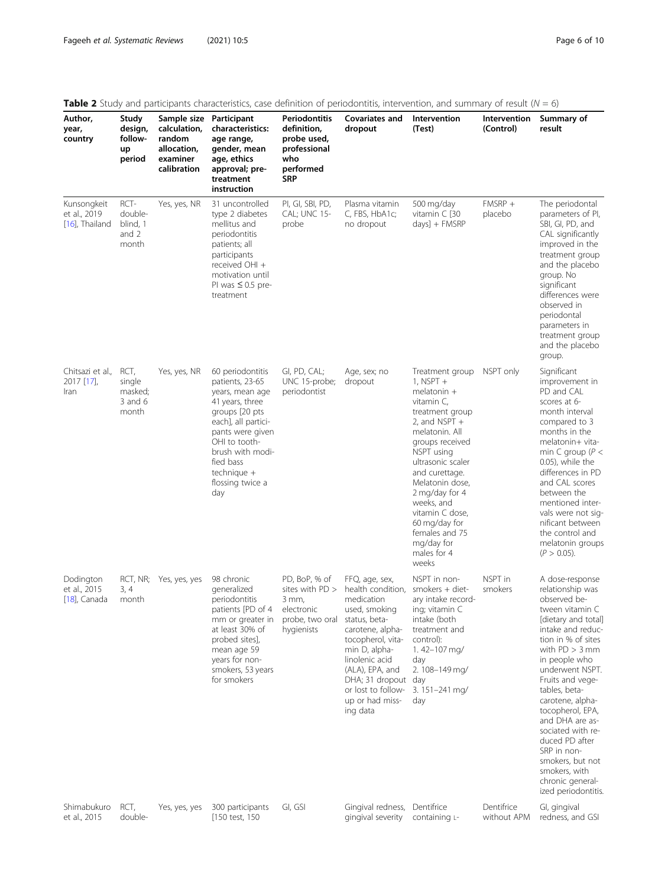**Table 2** Study and participants characteristics, case definition of periodontitis, intervention, and summary of result (*N* = 6)

| Author, year, country | Study design, follow-up period | Sample size calculation, random allocation, examiner calibration | Participant characteristics: age range, gender, mean age, ethics approval; pre-treatment instruction | Periodontitis definition, probe used, professional who performed SRP | Covariates and dropout | Intervention (Test) | Intervention (Control) | Summary of result |
|---|---|---|---|---|---|---|---|---|
| Kunsongkeit et al., 2019 [16], Thailand | RCT-double-blind, 1 and 2 month | Yes, yes, NR | 31 uncontrolled type 2 diabetes mellitus and periodontitis patients; all participants received OHI + motivation until PI was ≤ 0.5 pre-treatment | PI, GI, SBI, PD, CAL; UNC 15-probe | Plasma vitamin C, FBS, HbA1c; no dropout | 500 mg/day vitamin C [30 days] + FMSRP | FMSRP + placebo | The periodontal parameters of PI, SBI, GI, PD, and CAL significantly improved in the treatment group and the placebo group. No significant differences were observed in periodontal parameters in treatment group and the placebo group. |
| Chitsazi et al., 2017 [17], Iran | RCT, single masked; 3 and 6 month | Yes, yes, NR | 60 periodontitis patients, 23-65 years, mean age 41 years, three groups [20 pts each], all participants were given OHI to toothbrush with modified bass technique + flossing twice a day | GI, PD, CAL; UNC 15-probe; periodontist | Age, sex; no dropout | Treatment group 1, NSPT + melatonin + vitamin C, treatment group 2, and NSPT + melatonin. All groups received NSPT using ultrasonic scaler and curettage. Melatonin dose, 2 mg/day for 4 weeks, and vitamin C dose, 60 mg/day for females and 75 mg/day for males for 4 weeks | NSPT only | Significant improvement in PD and CAL scores at 6-month interval compared to 3 months in the melatonin+ vitamin C group ($P < 0.05$), while the differences in PD and CAL scores between the mentioned intervals were not significant between the control and melatonin groups ($P > 0.05$). |
| Dodington et al., 2015 [18], Canada | RCT, NR; 3, 4 month | Yes, yes, yes | 98 chronic generalized periodontitis patients [PD of 4 mm or greater in at least 30% of probed sites], mean age 59 years for non-smokers, 53 years for smokers | PD, BoP, % of sites with PD > 3 mm, electronic probe, two oral hygienists | FFQ, age, sex, health condition, medication used, smoking status, beta-carotene, alpha-tocopherol, vitamin D, alpha-linolenic acid (ALA), EPA, and DHA; 31 dropout or lost to follow-up or had missing data | NSPT in non-smokers + dietary intake recording; vitamin C intake (both treatment and control):<br>1. 42–107 mg/day<br>2. 108–149 mg/day<br>3. 151–241 mg/day | NSPT in smokers | A dose-response relationship was observed between vitamin C [dietary and total] intake and reduction in % of sites with PD > 3 mm in people who underwent NSPT. Fruits and vegetables, beta-carotene, alpha-tocopherol, EPA, and DHA are associated with reduced PD after SRP in non-smokers, but not smokers, with chronic generalized periodontitis. |
| Shimabukuro et al., 2015 | RCT, double- | Yes, yes, yes | 300 participants [150 test, 150 | GI, GSI | Gingival redness, gingival severity | Dentifrice containing L- | Dentifrice without APM | GI, gingival redness, and GSI |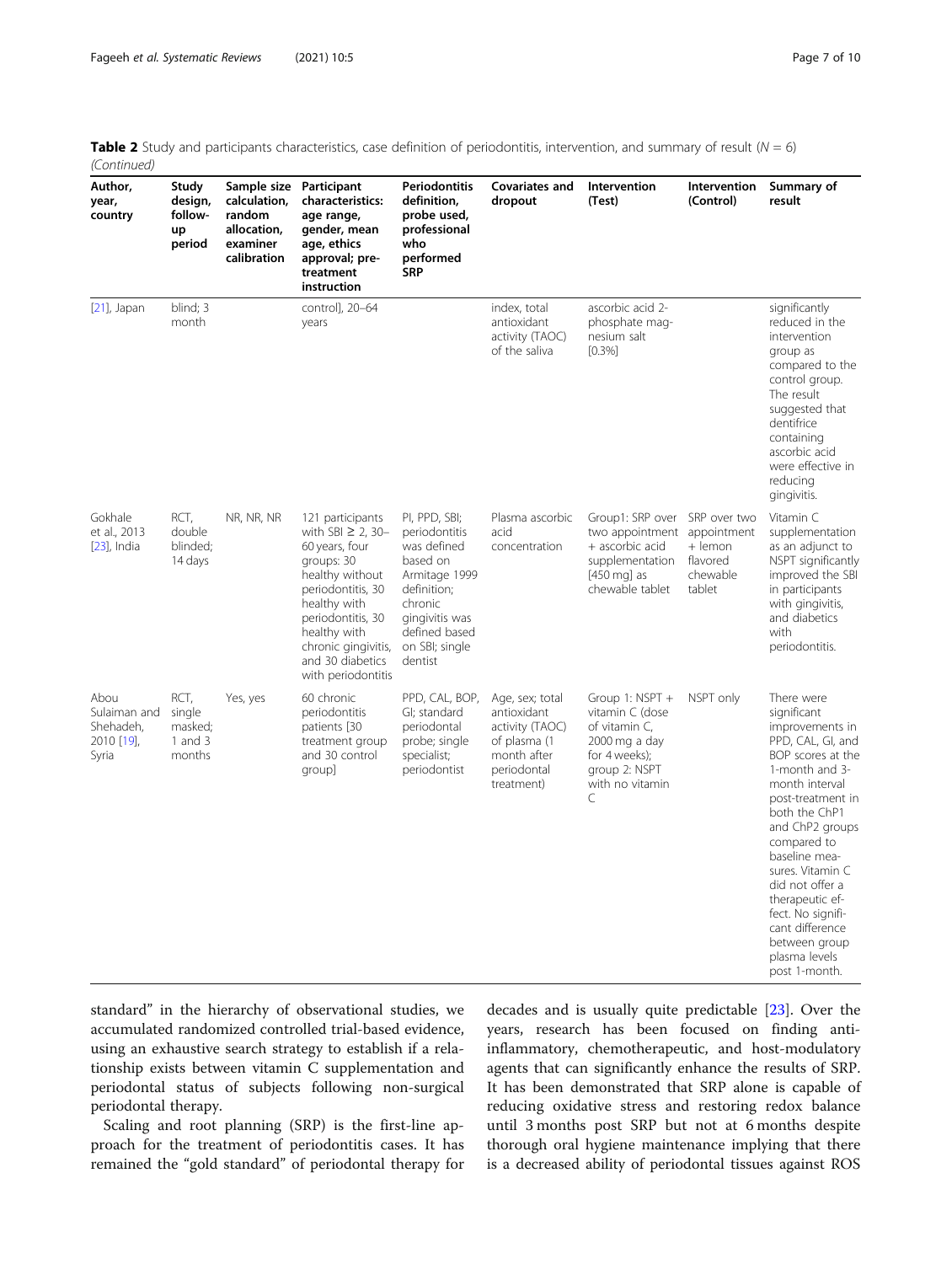**Table 2** Study and participants characteristics, case definition of periodontitis, intervention, and summary of result ($N = 6$) *(Continued)*

| Author, year, country | Study design, follow-up period | Sample size calculation, random allocation, examiner calibration | Participant characteristics: age range, gender, mean age, ethics approval; pre-treatment instruction | Periodontitis definition, probe used, professional who performed SRP | Covariates and dropout | Intervention (Test) | Intervention (Control) | Summary of result |
|---|---|---|---|---|---|---|---|---|
| [21], Japan | blind; 3 month | | control], 20–64 years | | index, total antioxidant activity (TAOC) of the saliva | ascorbic acid 2-phosphate magnesium salt [0.3%] | | significantly reduced in the intervention group as compared to the control group. The result suggested that dentifrice containing ascorbic acid were effective in reducing gingivitis. |
| Gokhale et al., 2013 [23], India | RCT, double blinded; 14 days | NR, NR, NR | 121 participants with SBI ≥ 2, 30–60 years, four groups: 30 healthy without periodontitis, 30 healthy with periodontitis, 30 healthy with chronic gingivitis, and 30 diabetics with periodontitis | PI, PPD, SBI; periodontitis was defined based on Armitage 1999 definition; chronic gingivitis was defined based on SBI; single dentist | Plasma ascorbic acid concentration | Group1: SRP over two appointment + ascorbic acid supplementation [450 mg] as chewable tablet | SRP over two appointment + lemon flavored chewable tablet | Vitamin C supplementation as an adjunct to NSPT significantly improved the SBI in participants with gingivitis, and diabetics with periodontitis. |
| Abou Sulaiman and Shehadeh, 2010 [19], Syria | RCT, single masked; 1 and 3 months | Yes, yes | 60 chronic periodontitis patients [30 treatment group and 30 control group] | PPD, CAL, BOP, GI; standard periodontal probe; single specialist; periodontist | Age, sex; total antioxidant activity (TAOC) of plasma (1 month after periodontal treatment) | Group 1: NSPT + vitamin C (dose of vitamin C, 2000 mg a day for 4 weeks); group 2: NSPT with no vitamin C | NSPT only | There were significant improvements in PPD, CAL, GI, and BOP scores at the 1-month and 3-month interval post-treatment in both the ChP1 and ChP2 groups compared to baseline measures. Vitamin C did not offer a therapeutic effect. No significant difference between group plasma levels post 1-month. |

standard" in the hierarchy of observational studies, we accumulated randomized controlled trial-based evidence, using an exhaustive search strategy to establish if a relationship exists between vitamin C supplementation and periodontal status of subjects following non-surgical periodontal therapy.

Scaling and root planning (SRP) is the first-line approach for the treatment of periodontitis cases. It has remained the "gold standard" of periodontal therapy for decades and is usually quite predictable [23]. Over the years, research has been focused on finding anti-inflammatory, chemotherapeutic, and host-modulatory agents that can significantly enhance the results of SRP. It has been demonstrated that SRP alone is capable of reducing oxidative stress and restoring redox balance until 3 months post SRP but not at 6 months despite thorough oral hygiene maintenance implying that there is a decreased ability of periodontal tissues against ROS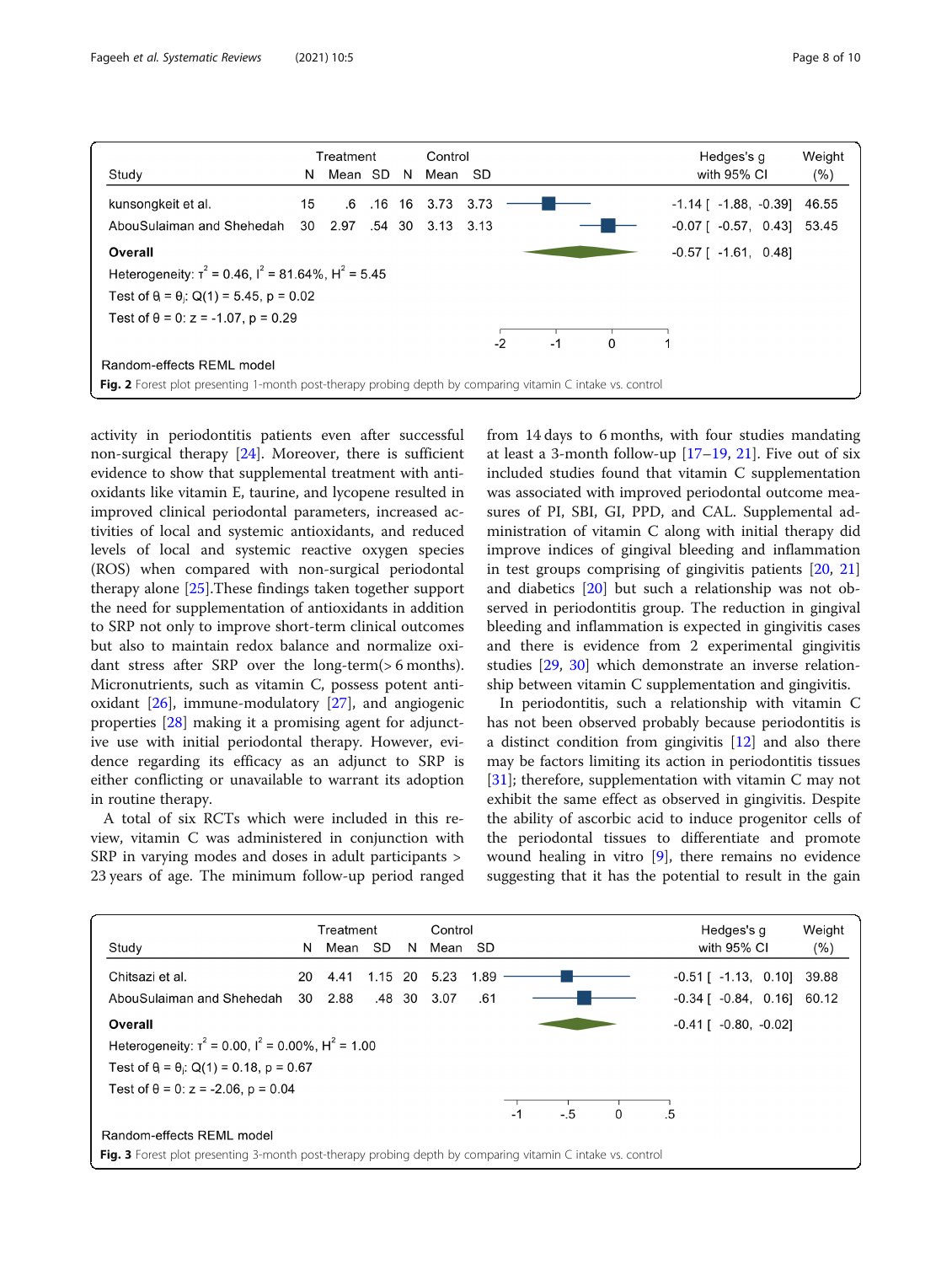| Study | Treatment N | Treatment Mean | Treatment SD | Control N | Control Mean | Control SD | Hedges's g with 95% CI | Weight (%) |
|---|---|---|---|---|---|---|---|---|
| kunsongkeit et al. | 15 | .6 | .16 | 16 | 3.73 | 3.73 | -1.14 [ -1.88, -0.39] | 46.55 |
| AbouSulaiman and Shehedah | 30 | 2.97 | .54 | 30 | 3.13 | 3.13 | -0.07 [ -0.57, 0.43] | 53.45 |
| **Overall** | | | | | | | -0.57 [ -1.61, 0.48] | |

Heterogeneity: $\tau^2 = 0.46$, $I^2 = 81.64\%$, $H^2 = 5.45$

Test of $\theta_i = \theta_j$: Q(1) = 5.45, p = 0.02

Test of $\theta = 0$: z = -1.07, p = 0.29

Random-effects REML model

**Fig. 2** Forest plot presenting 1-month post-therapy probing depth by comparing vitamin C intake vs. control

activity in periodontitis patients even after successful non-surgical therapy [24]. Moreover, there is sufficient evidence to show that supplemental treatment with antioxidants like vitamin E, taurine, and lycopene resulted in improved clinical periodontal parameters, increased activities of local and systemic antioxidants, and reduced levels of local and systemic reactive oxygen species (ROS) when compared with non-surgical periodontal therapy alone [25].These findings taken together support the need for supplementation of antioxidants in addition to SRP not only to improve short-term clinical outcomes but also to maintain redox balance and normalize oxidant stress after SRP over the long-term(> 6 months). Micronutrients, such as vitamin C, possess potent antioxidant [26], immune-modulatory [27], and angiogenic properties [28] making it a promising agent for adjunctive use with initial periodontal therapy. However, evidence regarding its efficacy as an adjunct to SRP is either conflicting or unavailable to warrant its adoption in routine therapy.

A total of six RCTs which were included in this review, vitamin C was administered in conjunction with SRP in varying modes and doses in adult participants > 23 years of age. The minimum follow-up period ranged from 14 days to 6 months, with four studies mandating at least a 3-month follow-up [17–19, 21]. Five out of six included studies found that vitamin C supplementation was associated with improved periodontal outcome measures of PI, SBI, GI, PPD, and CAL. Supplemental administration of vitamin C along with initial therapy did improve indices of gingival bleeding and inflammation in test groups comprising of gingivitis patients [20, 21] and diabetics [20] but such a relationship was not observed in periodontitis group. The reduction in gingival bleeding and inflammation is expected in gingivitis cases and there is evidence from 2 experimental gingivitis studies [29, 30] which demonstrate an inverse relationship between vitamin C supplementation and gingivitis.

In periodontitis, such a relationship with vitamin C has not been observed probably because periodontitis is a distinct condition from gingivitis [12] and also there may be factors limiting its action in periodontitis tissues [31]; therefore, supplementation with vitamin C may not exhibit the same effect as observed in gingivitis. Despite the ability of ascorbic acid to induce progenitor cells of the periodontal tissues to differentiate and promote wound healing in vitro [9], there remains no evidence suggesting that it has the potential to result in the gain

| Study | Treatment N | Treatment Mean | Treatment SD | Control N | Control Mean | Control SD | Hedges's g with 95% CI | Weight (%) |
|---|---|---|---|---|---|---|---|---|
| Chitsazi et al. | 20 | 4.41 | 1.15 | 20 | 5.23 | 1.89 | -0.51 [ -1.13, 0.10] | 39.88 |
| AbouSulaiman and Shehedah | 30 | 2.88 | .48 | 30 | 3.07 | .61 | -0.34 [ -0.84, 0.16] | 60.12 |
| **Overall** | | | | | | | -0.41 [ -0.80, -0.02] | |

Heterogeneity: $\tau^2 = 0.00$, $I^2 = 0.00\%$, $H^2 = 1.00$

Test of $\theta_i = \theta_j$: Q(1) = 0.18, p = 0.67

Test of $\theta = 0$: z = -2.06, p = 0.04

Random-effects REML model

**Fig. 3** Forest plot presenting 3-month post-therapy probing depth by comparing vitamin C intake vs. control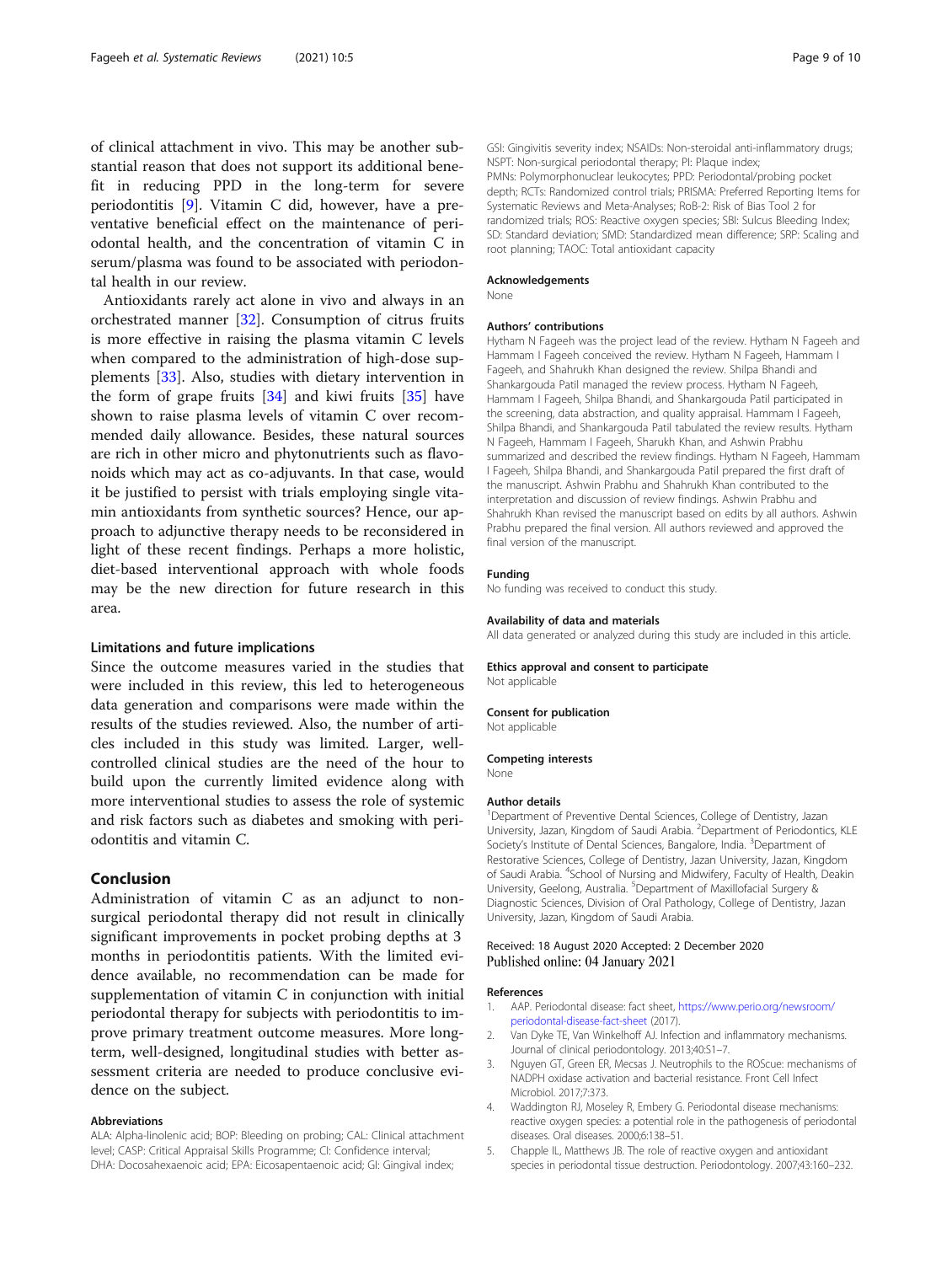of clinical attachment in vivo. This may be another substantial reason that does not support its additional benefit in reducing PPD in the long-term for severe periodontitis [9]. Vitamin C did, however, have a preventative beneficial effect on the maintenance of periodontal health, and the concentration of vitamin C in serum/plasma was found to be associated with periodontal health in our review.

Antioxidants rarely act alone in vivo and always in an orchestrated manner [32]. Consumption of citrus fruits is more effective in raising the plasma vitamin C levels when compared to the administration of high-dose supplements [33]. Also, studies with dietary intervention in the form of grape fruits [34] and kiwi fruits [35] have shown to raise plasma levels of vitamin C over recommended daily allowance. Besides, these natural sources are rich in other micro and phytonutrients such as flavonoids which may act as co-adjuvants. In that case, would it be justified to persist with trials employing single vitamin antioxidants from synthetic sources? Hence, our approach to adjunctive therapy needs to be reconsidered in light of these recent findings. Perhaps a more holistic, diet-based interventional approach with whole foods may be the new direction for future research in this area.

### Limitations and future implications

Since the outcome measures varied in the studies that were included in this review, this led to heterogeneous data generation and comparisons were made within the results of the studies reviewed. Also, the number of articles included in this study was limited. Larger, well-controlled clinical studies are the need of the hour to build upon the currently limited evidence along with more interventional studies to assess the role of systemic and risk factors such as diabetes and smoking with periodontitis and vitamin C.

## Conclusion

Administration of vitamin C as an adjunct to non-surgical periodontal therapy did not result in clinically significant improvements in pocket probing depths at 3 months in periodontitis patients. With the limited evidence available, no recommendation can be made for supplementation of vitamin C in conjunction with initial periodontal therapy for subjects with periodontitis to improve primary treatment outcome measures. More long-term, well-designed, longitudinal studies with better assessment criteria are needed to produce conclusive evidence on the subject.

#### Abbreviations

ALA: Alpha-linolenic acid; BOP: Bleeding on probing; CAL: Clinical attachment level; CASP: Critical Appraisal Skills Programme; CI: Confidence interval; DHA: Docosahexaenoic acid; EPA: Eicosapentaenoic acid; GI: Gingival index; GSI: Gingivitis severity index; NSAIDs: Non-steroidal anti-inflammatory drugs; NSPT: Non-surgical periodontal therapy; PI: Plaque index; PMNs: Polymorphonuclear leukocytes; PPD: Periodontal/probing pocket depth; RCTs: Randomized control trials; PRISMA: Preferred Reporting Items for Systematic Reviews and Meta-Analyses; RoB-2: Risk of Bias Tool 2 for randomized trials; ROS: Reactive oxygen species; SBI: Sulcus Bleeding Index; SD: Standard deviation; SMD: Standardized mean difference; SRP: Scaling and root planning; TAOC: Total antioxidant capacity

#### Acknowledgements

None

#### Authors' contributions

Hytham N Fageeh was the project lead of the review. Hytham N Fageeh and Hammam I Fageeh conceived the review. Hytham N Fageeh, Hammam I Fageeh, and Shahrukh Khan designed the review. Shilpa Bhandi and Shankargouda Patil managed the review process. Hytham N Fageeh, Hammam I Fageeh, Shilpa Bhandi, and Shankargouda Patil participated in the screening, data abstraction, and quality appraisal. Hammam I Fageeh, Shilpa Bhandi, and Shankargouda Patil tabulated the review results. Hytham N Fageeh, Hammam I Fageeh, Sharukh Khan, and Ashwin Prabhu summarized and described the review findings. Hytham N Fageeh, Hammam I Fageeh, Shilpa Bhandi, and Shankargouda Patil prepared the first draft of the manuscript. Ashwin Prabhu and Shahrukh Khan contributed to the interpretation and discussion of review findings. Ashwin Prabhu and Shahrukh Khan revised the manuscript based on edits by all authors. Ashwin Prabhu prepared the final version. All authors reviewed and approved the final version of the manuscript.

#### Funding

No funding was received to conduct this study.

#### Availability of data and materials

All data generated or analyzed during this study are included in this article.

#### Ethics approval and consent to participate

Not applicable

#### Consent for publication

Not applicable

#### Competing interests

None

#### Author details

[1]Department of Preventive Dental Sciences, College of Dentistry, Jazan University, Jazan, Kingdom of Saudi Arabia. [2]Department of Periodontics, KLE Society's Institute of Dental Sciences, Bangalore, India. [3]Department of Restorative Sciences, College of Dentistry, Jazan University, Jazan, Kingdom of Saudi Arabia. [4]School of Nursing and Midwifery, Faculty of Health, Deakin University, Geelong, Australia. [5]Department of Maxillofacial Surgery & Diagnostic Sciences, Division of Oral Pathology, College of Dentistry, Jazan University, Jazan, Kingdom of Saudi Arabia.

Received: 18 August 2020 Accepted: 2 December 2020
Published online: 04 January 2021

#### References

1. AAP. Periodontal disease: fact sheet, https://www.perio.org/newsroom/periodontal-disease-fact-sheet (2017).
2. Van Dyke TE, Van Winkelhoff AJ. Infection and inflammatory mechanisms. Journal of clinical periodontology. 2013;40:S1–7.
3. Nguyen GT, Green ER, Mecsas J. Neutrophils to the ROScue: mechanisms of NADPH oxidase activation and bacterial resistance. Front Cell Infect Microbiol. 2017;7:373.
4. Waddington RJ, Moseley R, Embery G. Periodontal disease mechanisms: reactive oxygen species: a potential role in the pathogenesis of periodontal diseases. Oral diseases. 2000;6:138–51.
5. Chapple IL, Matthews JB. The role of reactive oxygen and antioxidant species in periodontal tissue destruction. Periodontology. 2007;43:160–232.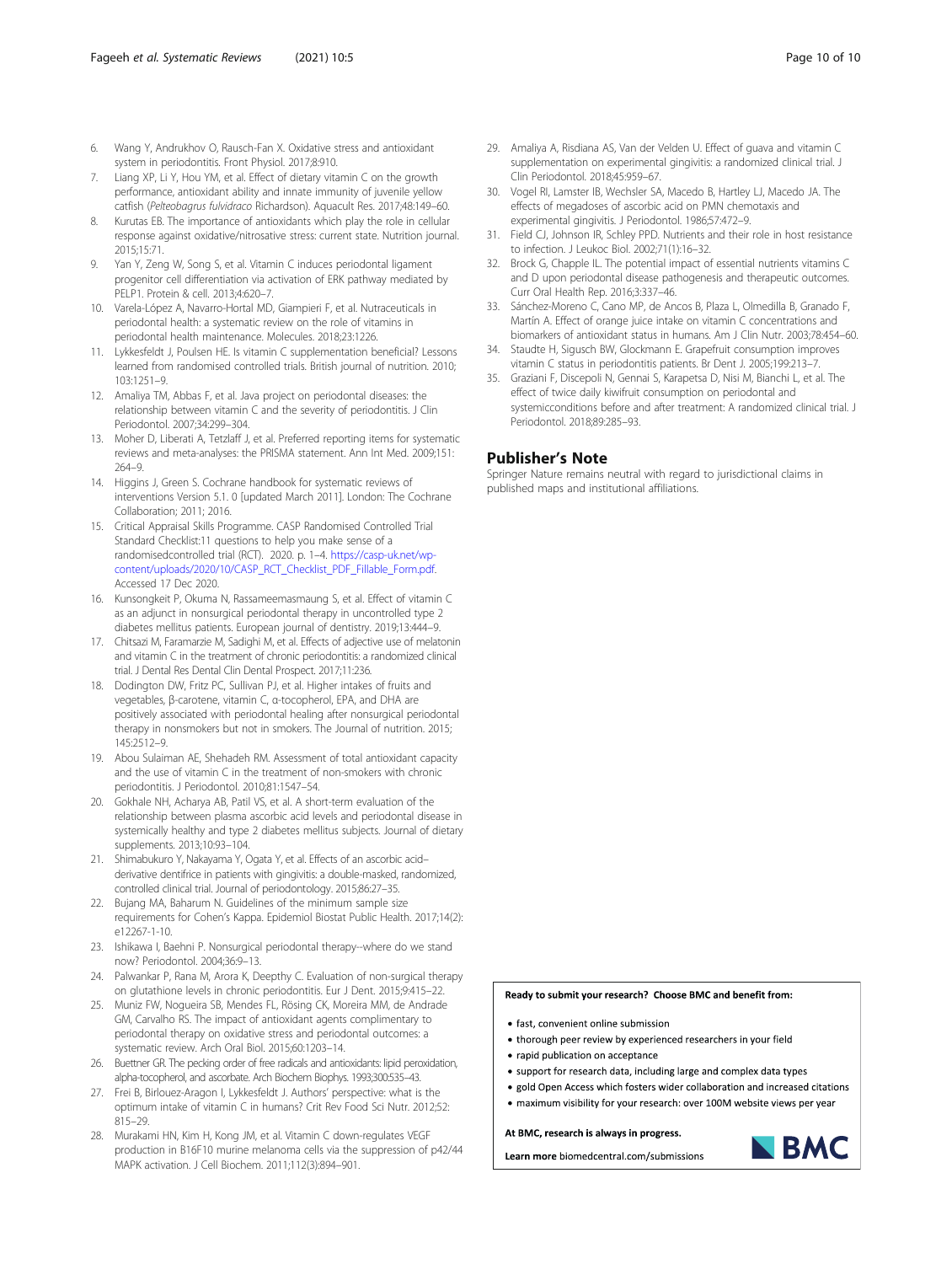6. Wang Y, Andrukhov O, Rausch-Fan X. Oxidative stress and antioxidant system in periodontitis. Front Physiol. 2017;8:910.
7. Liang XP, Li Y, Hou YM, et al. Effect of dietary vitamin C on the growth performance, antioxidant ability and innate immunity of juvenile yellow catfish (*Pelteobagrus fulvidraco* Richardson). Aquacult Res. 2017;48:149–60.
8. Kurutas EB. The importance of antioxidants which play the role in cellular response against oxidative/nitrosative stress: current state. Nutrition journal. 2015;15:71.
9. Yan Y, Zeng W, Song S, et al. Vitamin C induces periodontal ligament progenitor cell differentiation via activation of ERK pathway mediated by PELP1. Protein & cell. 2013;4:620–7.
10. Varela-López A, Navarro-Hortal MD, Giampieri F, et al. Nutraceuticals in periodontal health: a systematic review on the role of vitamins in periodontal health maintenance. Molecules. 2018;23:1226.
11. Lykkesfeldt J, Poulsen HE. Is vitamin C supplementation beneficial? Lessons learned from randomised controlled trials. British journal of nutrition. 2010; 103:1251–9.
12. Amaliya TM, Abbas F, et al. Java project on periodontal diseases: the relationship between vitamin C and the severity of periodontitis. J Clin Periodontol. 2007;34:299–304.
13. Moher D, Liberati A, Tetzlaff J, et al. Preferred reporting items for systematic reviews and meta-analyses: the PRISMA statement. Ann Int Med. 2009;151: 264–9.
14. Higgins J, Green S. Cochrane handbook for systematic reviews of interventions Version 5.1. 0 [updated March 2011]. London: The Cochrane Collaboration; 2011; 2016.
15. Critical Appraisal Skills Programme. CASP Randomised Controlled Trial Standard Checklist:11 questions to help you make sense of a randomisedcontrolled trial (RCT). 2020. p. 1–4. https://casp-uk.net/wp-content/uploads/2020/10/CASP_RCT_Checklist_PDF_Fillable_Form.pdf. Accessed 17 Dec 2020.
16. Kunsongkeit P, Okuma N, Rassameemasmaung S, et al. Effect of vitamin C as an adjunct in nonsurgical periodontal therapy in uncontrolled type 2 diabetes mellitus patients. European journal of dentistry. 2019;13:444–9.
17. Chitsazi M, Faramarzie M, Sadighi M, et al. Effects of adjective use of melatonin and vitamin C in the treatment of chronic periodontitis: a randomized clinical trial. J Dental Res Dental Clin Dental Prospect. 2017;11:236.
18. Dodington DW, Fritz PC, Sullivan PJ, et al. Higher intakes of fruits and vegetables, β-carotene, vitamin C, α-tocopherol, EPA, and DHA are positively associated with periodontal healing after nonsurgical periodontal therapy in nonsmokers but not in smokers. The Journal of nutrition. 2015; 145:2512–9.
19. Abou Sulaiman AE, Shehadeh RM. Assessment of total antioxidant capacity and the use of vitamin C in the treatment of non-smokers with chronic periodontitis. J Periodontol. 2010;81:1547–54.
20. Gokhale NH, Acharya AB, Patil VS, et al. A short-term evaluation of the relationship between plasma ascorbic acid levels and periodontal disease in systemically healthy and type 2 diabetes mellitus subjects. Journal of dietary supplements. 2013;10:93–104.
21. Shimabukuro Y, Nakayama Y, Ogata Y, et al. Effects of an ascorbic acid–derivative dentifrice in patients with gingivitis: a double-masked, randomized, controlled clinical trial. Journal of periodontology. 2015;86:27–35.
22. Bujang MA, Baharum N. Guidelines of the minimum sample size requirements for Cohen's Kappa. Epidemiol Biostat Public Health. 2017;14(2): e12267-1-10.
23. Ishikawa I, Baehni P. Nonsurgical periodontal therapy--where do we stand now? Periodontol. 2004;36:9–13.
24. Palwankar P, Rana M, Arora K, Deepthy C. Evaluation of non-surgical therapy on glutathione levels in chronic periodontitis. Eur J Dent. 2015;9:415–22.
25. Muniz FW, Nogueira SB, Mendes FL, Rösing CK, Moreira MM, de Andrade GM, Carvalho RS. The impact of antioxidant agents complimentary to periodontal therapy on oxidative stress and periodontal outcomes: a systematic review. Arch Oral Biol. 2015;60:1203–14.
26. Buettner GR. The pecking order of free radicals and antioxidants: lipid peroxidation, alpha-tocopherol, and ascorbate. Arch Biochem Biophys. 1993;300:535–43.
27. Frei B, Birlouez-Aragon I, Lykkesfeldt J. Authors' perspective: what is the optimum intake of vitamin C in humans? Crit Rev Food Sci Nutr. 2012;52: 815–29.
28. Murakami HN, Kim H, Kong JM, et al. Vitamin C down-regulates VEGF production in B16F10 murine melanoma cells via the suppression of p42/44 MAPK activation. J Cell Biochem. 2011;112(3):894–901.
29. Amaliya A, Risdiana AS, Van der Velden U. Effect of guava and vitamin C supplementation on experimental gingivitis: a randomized clinical trial. J Clin Periodontol. 2018;45:959–67.
30. Vogel RI, Lamster IB, Wechsler SA, Macedo B, Hartley LJ, Macedo JA. The effects of megadoses of ascorbic acid on PMN chemotaxis and experimental gingivitis. J Periodontol. 1986;57:472–9.
31. Field CJ, Johnson IR, Schley PPD. Nutrients and their role in host resistance to infection. J Leukoc Biol. 2002;71(1):16–32.
32. Brock G, Chapple IL. The potential impact of essential nutrients vitamins C and D upon periodontal disease pathogenesis and therapeutic outcomes. Curr Oral Health Rep. 2016;3:337–46.
33. Sánchez-Moreno C, Cano MP, de Ancos B, Plaza L, Olmedilla B, Granado F, Martín A. Effect of orange juice intake on vitamin C concentrations and biomarkers of antioxidant status in humans. Am J Clin Nutr. 2003;78:454–60.
34. Staudte H, Sigusch BW, Glockmann E. Grapefruit consumption improves vitamin C status in periodontitis patients. Br Dent J. 2005;199:213–7.
35. Graziani F, Discepoli N, Gennai S, Karapetsa D, Nisi M, Bianchi L, et al. The effect of twice daily kiwifruit consumption on periodontal and systemicconditions before and after treatment: A randomized clinical trial. J Periodontol. 2018;89:285–93.

## Publisher's Note

Springer Nature remains neutral with regard to jurisdictional claims in published maps and institutional affiliations.

**Ready to submit your research? Choose BMC and benefit from:**

- fast, convenient online submission
- thorough peer review by experienced researchers in your field
- rapid publication on acceptance
- support for research data, including large and complex data types
- gold Open Access which fosters wider collaboration and increased citations
- maximum visibility for your research: over 100M website views per year

**At BMC, research is always in progress.**

**Learn more** biomedcentral.com/submissions